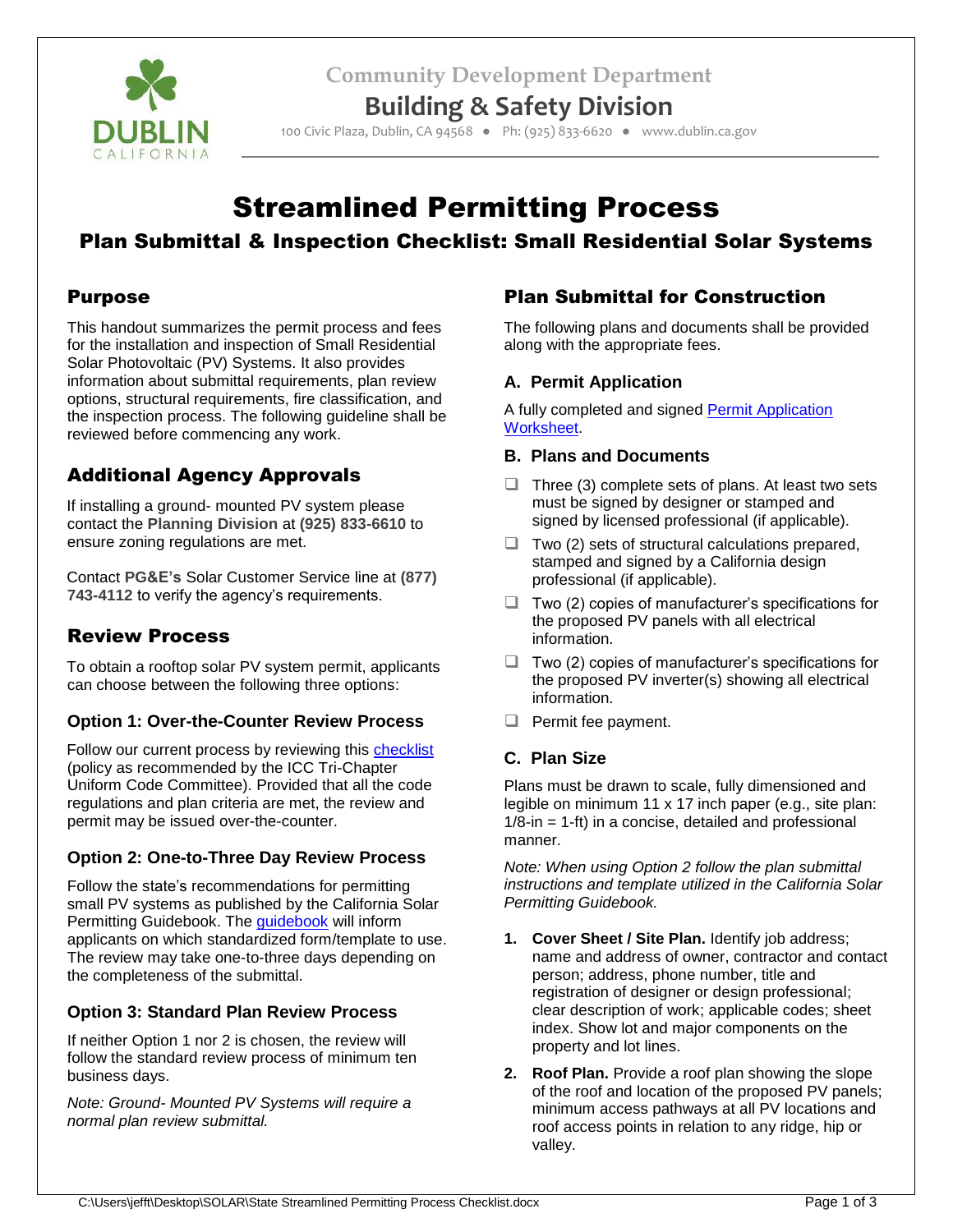Community Development Department

**Building & Safety Division**

100 Civic Plaza, Dublin, CA 94568 ● Ph: (925) 833-6620 ● www.dublin.ca.gov

# Streamlined Permitting Process

## Plan Submittal & Inspection Checklist: Small Residential Solar Systems

### Purpose

This handout summarizes the permit process and fees for the installation and inspection of Small Residential Solar Photovoltaic (PV) Systems. It also provides information about submittal requirements, plan review options, structural requirements, fire classification, and the inspection process. The following guideline shall be reviewed before commencing any work.

### Additional Agency Approvals

If installing a ground- mounted PV system please contact the **Planning Division** at **(925) 833-6610** to ensure zoning regulations are met.

Contact **PG&E's** Solar Customer Service line at **(877) 743-4112** to verify the agency's requirements.

### Review Process

To obtain a rooftop solar PV system permit, applicants can choose between the following three options:

#### Option 1: Over-the-Counter Review Process

Follow our current process by reviewing this [checklist] (policy as recommended by the ICC Tri-Chapter Uniform Code Committee). Provided that all the code regulations and plan criteria are met, the review and permit may be issued over-the-counter.

#### Option 2: One-to-Three Day Review Process

Follow the state's recommendations for permitting small PV systems as published by the California Solar Permitting Guidebook. The [guidebook] will inform applicants on which standardized form/template to use. The review may take one-to-three days depending on the completeness of the submittal.

#### Option 3: Standard Plan Review Process

If neither Option 1 nor 2 is chosen, the review will follow the standard review process of minimum ten business days.

*Note: Ground- Mounted PV Systems will require a normal plan review submittal.*

### Plan Submittal for Construction

The following plans and documents shall be provided along with the appropriate fees.

#### A. Permit Application

A fully completed and signed [Permit Application Worksheet].

#### B. Plans and Documents

- ❑ Three (3) complete sets of plans. At least two sets must be signed by designer or stamped and signed by licensed professional (if applicable).
- ❑ Two (2) sets of structural calculations prepared, stamped and signed by a California design professional (if applicable).
- ❑ Two (2) copies of manufacturer's specifications for the proposed PV panels with all electrical information.
- ❑ Two (2) copies of manufacturer's specifications for the proposed PV inverter(s) showing all electrical information.
- ❑ Permit fee payment.

#### C. Plan Size

Plans must be drawn to scale, fully dimensioned and legible on minimum 11 x 17 inch paper (e.g., site plan: 1/8-in = 1-ft) in a concise, detailed and professional manner.

*Note: When using Option 2 follow the plan submittal instructions and template utilized in the California Solar Permitting Guidebook.*

1. **Cover Sheet / Site Plan.** Identify job address; name and address of owner, contractor and contact person; address, phone number, title and registration of designer or design professional; clear description of work; applicable codes; sheet index. Show lot and major components on the property and lot lines.
2. **Roof Plan.** Provide a roof plan showing the slope of the roof and location of the proposed PV panels; minimum access pathways at all PV locations and roof access points in relation to any ridge, hip or valley.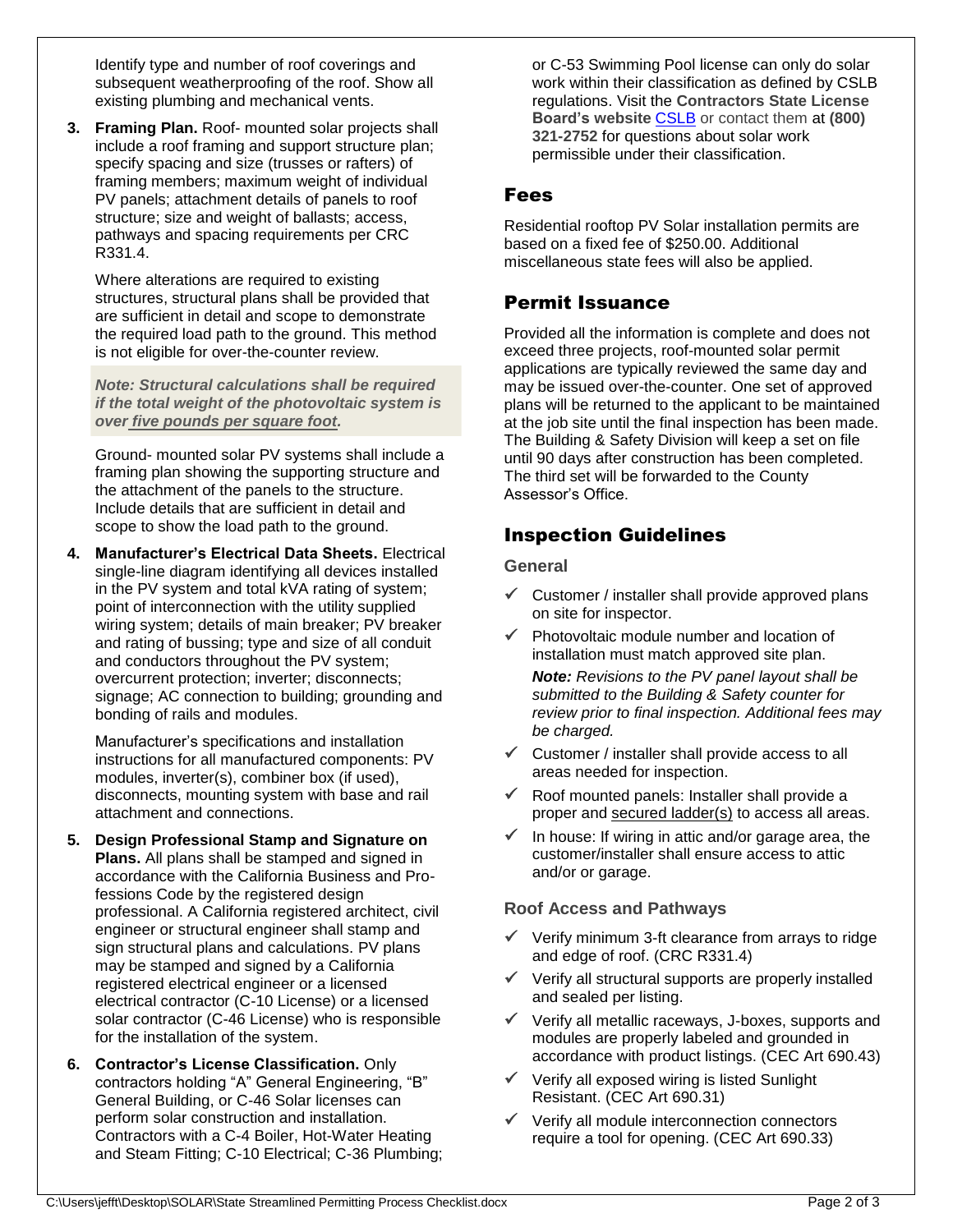Identify type and number of roof coverings and subsequent weatherproofing of the roof. Show all existing plumbing and mechanical vents.

3. **Framing Plan.** Roof- mounted solar projects shall include a roof framing and support structure plan; specify spacing and size (trusses or rafters) of framing members; maximum weight of individual PV panels; attachment details of panels to roof structure; size and weight of ballasts; access, pathways and spacing requirements per CRC R331.4.

   Where alterations are required to existing structures, structural plans shall be provided that are sufficient in detail and scope to demonstrate the required load path to the ground. This method is not eligible for over-the-counter review.

   ***Note: Structural calculations shall be required if the total weight of the photovoltaic system is over five pounds per square foot.***

   Ground- mounted solar PV systems shall include a framing plan showing the supporting structure and the attachment of the panels to the structure. Include details that are sufficient in detail and scope to show the load path to the ground.

4. **Manufacturer's Electrical Data Sheets.** Electrical single-line diagram identifying all devices installed in the PV system and total kVA rating of system; point of interconnection with the utility supplied wiring system; details of main breaker; PV breaker and rating of bussing; type and size of all conduit and conductors throughout the PV system; overcurrent protection; inverter; disconnects; signage; AC connection to building; grounding and bonding of rails and modules.

   Manufacturer's specifications and installation instructions for all manufactured components: PV modules, inverter(s), combiner box (if used), disconnects, mounting system with base and rail attachment and connections.

5. **Design Professional Stamp and Signature on Plans.** All plans shall be stamped and signed in accordance with the California Business and Professions Code by the registered design professional. A California registered architect, civil engineer or structural engineer shall stamp and sign structural plans and calculations. PV plans may be stamped and signed by a California registered electrical engineer or a licensed electrical contractor (C-10 License) or a licensed solar contractor (C-46 License) who is responsible for the installation of the system.

6. **Contractor's License Classification.** Only contractors holding "A" General Engineering, "B" General Building, or C-46 Solar licenses can perform solar construction and installation. Contractors with a C-4 Boiler, Hot-Water Heating and Steam Fitting; C-10 Electrical; C-36 Plumbing; or C-53 Swimming Pool license can only do solar work within their classification as defined by CSLB regulations. Visit the **Contractors State License Board's website** CSLB or contact them at **(800) 321-2752** for questions about solar work permissible under their classification.

## Fees

Residential rooftop PV Solar installation permits are based on a fixed fee of $250.00. Additional miscellaneous state fees will also be applied.

## Permit Issuance

Provided all the information is complete and does not exceed three projects, roof-mounted solar permit applications are typically reviewed the same day and may be issued over-the-counter. One set of approved plans will be returned to the applicant to be maintained at the job site until the final inspection has been made. The Building & Safety Division will keep a set on file until 90 days after construction has been completed. The third set will be forwarded to the County Assessor's Office.

## Inspection Guidelines

### General

- ✓ Customer / installer shall provide approved plans on site for inspector.
- ✓ Photovoltaic module number and location of installation must match approved site plan.

  ***Note:*** *Revisions to the PV panel layout shall be submitted to the Building & Safety counter for review prior to final inspection. Additional fees may be charged.*
- ✓ Customer / installer shall provide access to all areas needed for inspection.
- ✓ Roof mounted panels: Installer shall provide a proper and secured ladder(s) to access all areas.
- ✓ In house: If wiring in attic and/or garage area, the customer/installer shall ensure access to attic and/or or garage.

### Roof Access and Pathways

- ✓ Verify minimum 3-ft clearance from arrays to ridge and edge of roof. (CRC R331.4)
- ✓ Verify all structural supports are properly installed and sealed per listing.
- ✓ Verify all metallic raceways, J-boxes, supports and modules are properly labeled and grounded in accordance with product listings. (CEC Art 690.43)
- ✓ Verify all exposed wiring is listed Sunlight Resistant. (CEC Art 690.31)
- ✓ Verify all module interconnection connectors require a tool for opening. (CEC Art 690.33)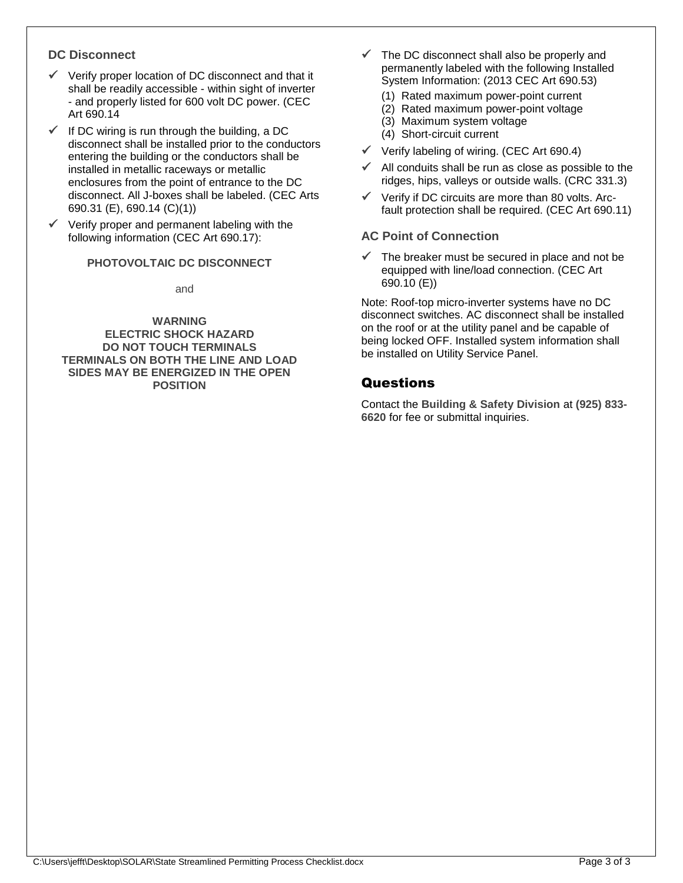### DC Disconnect

- ✓ Verify proper location of DC disconnect and that it shall be readily accessible - within sight of inverter - and properly listed for 600 volt DC power. (CEC Art 690.14
- ✓ If DC wiring is run through the building, a DC disconnect shall be installed prior to the conductors entering the building or the conductors shall be installed in metallic raceways or metallic enclosures from the point of entrance to the DC disconnect. All J-boxes shall be labeled. (CEC Arts 690.31 (E), 690.14 (C)(1))
- ✓ Verify proper and permanent labeling with the following information (CEC Art 690.17):

**PHOTOVOLTAIC DC DISCONNECT**

and

**WARNING**
**ELECTRIC SHOCK HAZARD**
**DO NOT TOUCH TERMINALS**
**TERMINALS ON BOTH THE LINE AND LOAD SIDES MAY BE ENERGIZED IN THE OPEN POSITION**

- ✓ The DC disconnect shall also be properly and permanently labeled with the following Installed System Information: (2013 CEC Art 690.53)
  1. Rated maximum power-point current
  2. Rated maximum power-point voltage
  3. Maximum system voltage
  4. Short-circuit current
- ✓ Verify labeling of wiring. (CEC Art 690.4)
- ✓ All conduits shall be run as close as possible to the ridges, hips, valleys or outside walls. (CRC 331.3)
- ✓ Verify if DC circuits are more than 80 volts. Arc-fault protection shall be required. (CEC Art 690.11)

### AC Point of Connection

- ✓ The breaker must be secured in place and not be equipped with line/load connection. (CEC Art 690.10 (E))

Note: Roof-top micro-inverter systems have no DC disconnect switches. AC disconnect shall be installed on the roof or at the utility panel and be capable of being locked OFF. Installed system information shall be installed on Utility Service Panel.

## Questions

Contact the **Building & Safety Division** at **(925) 833-6620** for fee or submittal inquiries.